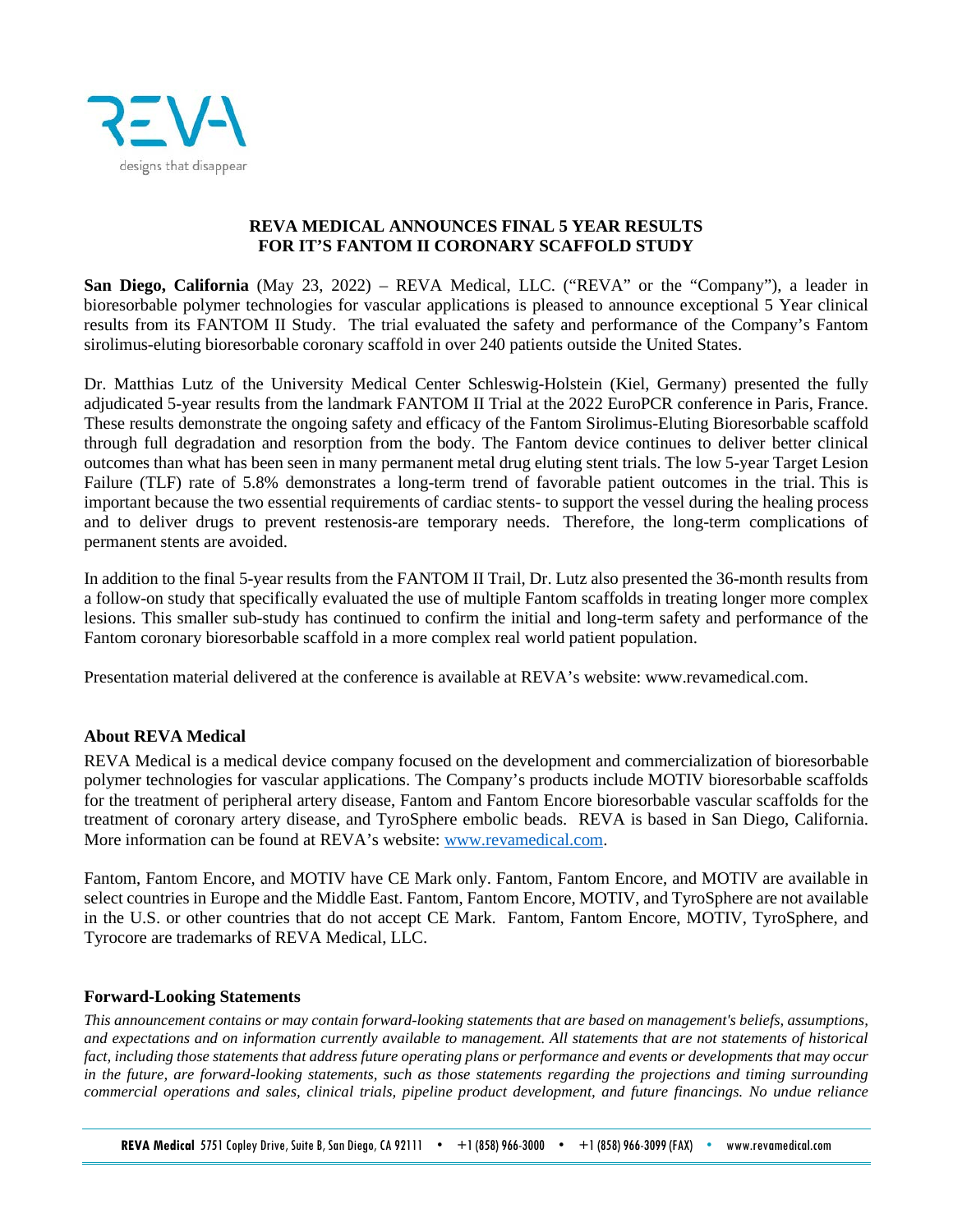REVA

designs that disappear

# REVA MEDICAL ANNOUNCES FINAL 5 YEAR RESULTS FOR IT'S FANTOM II CORONARY SCAFFOLD STUDY

**San Diego, California** (May 23, 2022) – REVA Medical, LLC. ("REVA" or the "Company"), a leader in bioresorbable polymer technologies for vascular applications is pleased to announce exceptional 5 Year clinical results from its FANTOM II Study. The trial evaluated the safety and performance of the Company's Fantom sirolimus-eluting bioresorbable coronary scaffold in over 240 patients outside the United States.

Dr. Matthias Lutz of the University Medical Center Schleswig-Holstein (Kiel, Germany) presented the fully adjudicated 5-year results from the landmark FANTOM II Trial at the 2022 EuroPCR conference in Paris, France. These results demonstrate the ongoing safety and efficacy of the Fantom Sirolimus-Eluting Bioresorbable scaffold through full degradation and resorption from the body. The Fantom device continues to deliver better clinical outcomes than what has been seen in many permanent metal drug eluting stent trials. The low 5-year Target Lesion Failure (TLF) rate of 5.8% demonstrates a long-term trend of favorable patient outcomes in the trial. This is important because the two essential requirements of cardiac stents- to support the vessel during the healing process and to deliver drugs to prevent restenosis-are temporary needs. Therefore, the long-term complications of permanent stents are avoided.

In addition to the final 5-year results from the FANTOM II Trail, Dr. Lutz also presented the 36-month results from a follow-on study that specifically evaluated the use of multiple Fantom scaffolds in treating longer more complex lesions. This smaller sub-study has continued to confirm the initial and long-term safety and performance of the Fantom coronary bioresorbable scaffold in a more complex real world patient population.

Presentation material delivered at the conference is available at REVA's website: www.revamedical.com.

## About REVA Medical

REVA Medical is a medical device company focused on the development and commercialization of bioresorbable polymer technologies for vascular applications. The Company's products include MOTIV bioresorbable scaffolds for the treatment of peripheral artery disease, Fantom and Fantom Encore bioresorbable vascular scaffolds for the treatment of coronary artery disease, and TyroSphere embolic beads. REVA is based in San Diego, California. More information can be found at REVA's website: www.revamedical.com.

Fantom, Fantom Encore, and MOTIV have CE Mark only. Fantom, Fantom Encore, and MOTIV are available in select countries in Europe and the Middle East. Fantom, Fantom Encore, MOTIV, and TyroSphere are not available in the U.S. or other countries that do not accept CE Mark. Fantom, Fantom Encore, MOTIV, TyroSphere, and Tyrocore are trademarks of REVA Medical, LLC.

## Forward-Looking Statements

*This announcement contains or may contain forward-looking statements that are based on management's beliefs, assumptions, and expectations and on information currently available to management. All statements that are not statements of historical fact, including those statements that address future operating plans or performance and events or developments that may occur in the future, are forward-looking statements, such as those statements regarding the projections and timing surrounding commercial operations and sales, clinical trials, pipeline product development, and future financings. No undue reliance*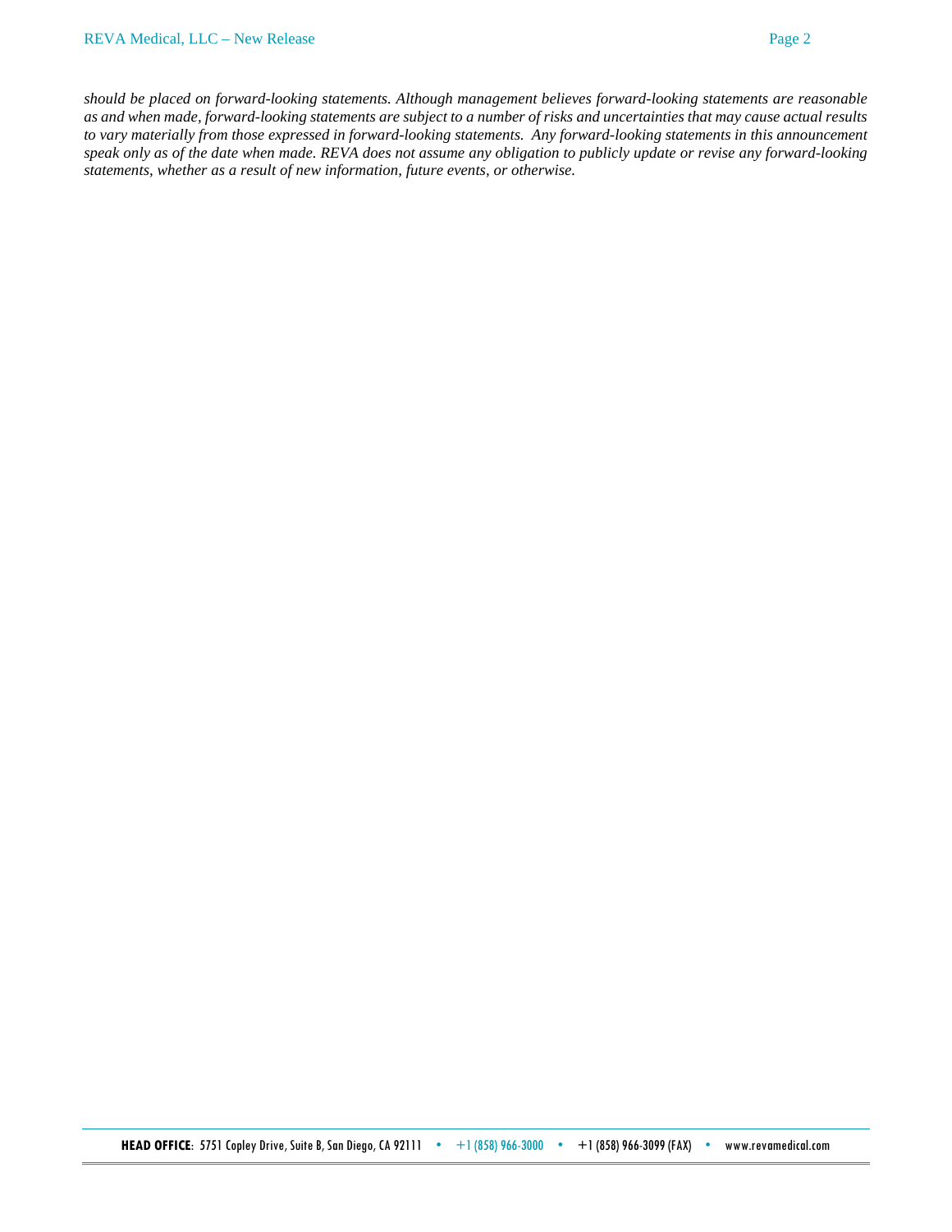*should be placed on forward-looking statements. Although management believes forward-looking statements are reasonable as and when made, forward-looking statements are subject to a number of risks and uncertainties that may cause actual results to vary materially from those expressed in forward-looking statements. Any forward-looking statements in this announcement speak only as of the date when made. REVA does not assume any obligation to publicly update or revise any forward-looking statements, whether as a result of new information, future events, or otherwise.*